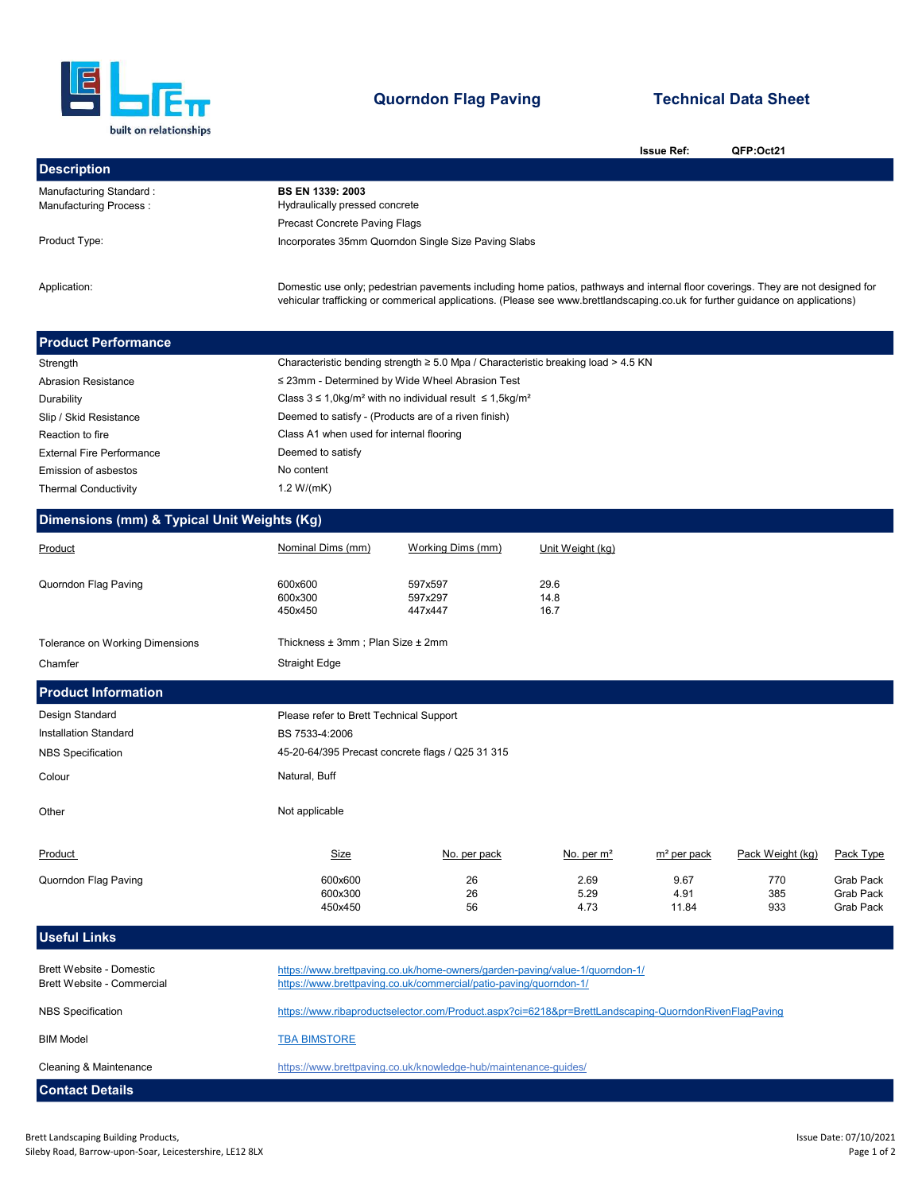# Quorndon Flag Paving

## Technical Data Sheet

**Issue Ref:** QFP:Oct21

## Description

| | |
|---|---|
| Manufacturing Standard : | **BS EN 1339: 2003** |
| Manufacturing Process : | Hydraulically pressed concrete |
| | Precast Concrete Paving Flags |
| Product Type: | Incorporates 35mm Quorndon Single Size Paving Slabs |
| Application: | Domestic use only; pedestrian pavements including home patios, pathways and internal floor coverings. They are not designed for vehicular trafficking or commerical applications. (Please see www.brettlandscaping.co.uk for further guidance on applications) |

## Product Performance

| | |
|---|---|
| Strength | Characteristic bending strength ≥ 5.0 Mpa / Characteristic breaking load > 4.5 KN |
| Abrasion Resistance | ≤ 23mm - Determined by Wide Wheel Abrasion Test |
| Durability | Class 3 ≤ 1,0kg/m² with no individual result ≤ 1,5kg/m² |
| Slip / Skid Resistance | Deemed to satisfy - (Products are of a riven finish) |
| Reaction to fire | Class A1 when used for internal flooring |
| External Fire Performance | Deemed to satisfy |
| Emission of asbestos | No content |
| Thermal Conductivity | 1.2 W/(mK) |

## Dimensions (mm) & Typical Unit Weights (Kg)

| Product | Nominal Dims (mm) | Working Dims (mm) | Unit Weight (kg) |
|---|---|---|---|
| Quorndon Flag Paving | 600x600 | 597x597 | 29.6 |
| | 600x300 | 597x297 | 14.8 |
| | 450x450 | 447x447 | 16.7 |

| | |
|---|---|
| Tolerance on Working Dimensions | Thickness ± 3mm ; Plan Size ± 2mm |
| Chamfer | Straight Edge |

## Product Information

| | |
|---|---|
| Design Standard | Please refer to Brett Technical Support |
| Installation Standard | BS 7533-4:2006 |
| NBS Specification | 45-20-64/395 Precast concrete flags / Q25 31 315 |
| Colour | Natural, Buff |
| Other | Not applicable |

| Product | Size | No. per pack | No. per m² | m² per pack | Pack Weight (kg) | Pack Type |
|---|---|---|---|---|---|---|
| Quorndon Flag Paving | 600x600 | 26 | 2.69 | 9.67 | 770 | Grab Pack |
| | 600x300 | 26 | 5.29 | 4.91 | 385 | Grab Pack |
| | 450x450 | 56 | 4.73 | 11.84 | 933 | Grab Pack |

## Useful Links

| | |
|---|---|
| Brett Website - Domestic | https://www.brettpaving.co.uk/home-owners/garden-paving/value-1/quorndon-1/ |
| Brett Website - Commercial | https://www.brettpaving.co.uk/commercial/patio-paving/quorndon-1/ |
| NBS Specification | https://www.ribaproductselector.com/Product.aspx?ci=6218&pr=BrettLandscaping-QuorndonRivenFlagPaving |
| BIM Model | TBA BIMSTORE |
| Cleaning & Maintenance | https://www.brettpaving.co.uk/knowledge-hub/maintenance-guides/ |

## Contact Details

Brett Landscaping Building Products,
Sileby Road, Barrow-upon-Soar, Leicestershire, LE12 8LX

Issue Date: 07/10/2021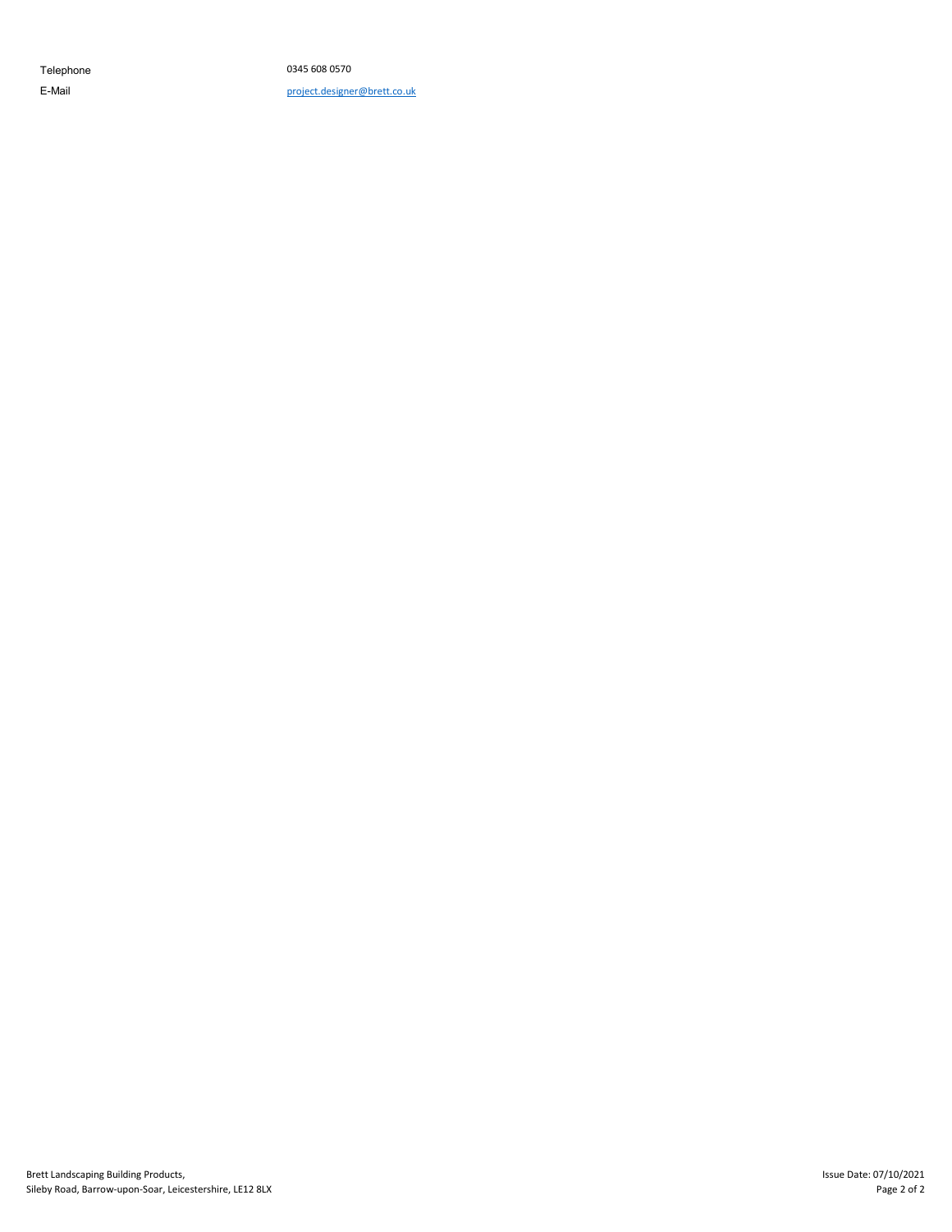| | |
|---|---|
| Telephone | 0345 608 0570 |
| E-Mail | project.designer@brett.co.uk |